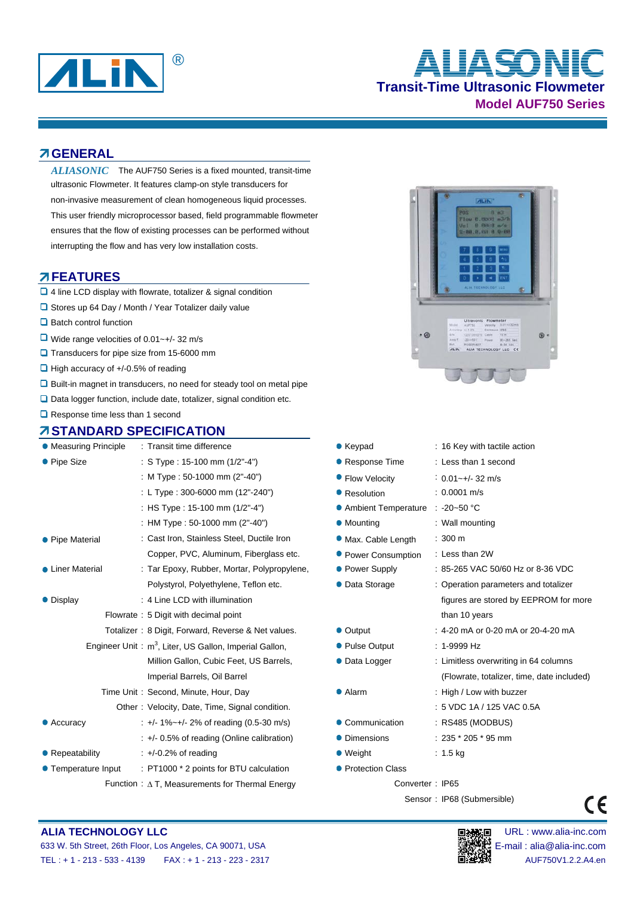# ALIASONIC

## Transit-Time Ultrasonic Flowmeter

### Model AUF750 Series

## GENERAL

*ALIASONIC* The AUF750 Series is a fixed mounted, transit-time ultrasonic Flowmeter. It features clamp-on style transducers for non-invasive measurement of clean homogeneous liquid processes. This user friendly microprocessor based, field programmable flowmeter ensures that the flow of existing processes can be performed without interrupting the flow and has very low installation costs.

## FEATURES

- 4 line LCD display with flowrate, totalizer & signal condition
- Stores up 64 Day / Month / Year Totalizer daily value
- Batch control function
- Wide range velocities of 0.01~+/- 32 m/s
- Transducers for pipe size from 15-6000 mm
- High accuracy of +/-0.5% of reading
- Built-in magnet in transducers, no need for steady tool on metal pipe
- Data logger function, include date, totalizer, signal condition etc.
- Response time less than 1 second

## STANDARD SPECIFICATION

| Item | Specification |
|---|---|
| Measuring Principle | Transit time difference |
| Pipe Size | S Type : 15-100 mm (1/2"-4") |
| | M Type : 50-1000 mm (2"-40") |
| | L Type : 300-6000 mm (12"-240") |
| | HS Type : 15-100 mm (1/2"-4") |
| | HM Type : 50-1000 mm (2"-40") |
| Pipe Material | Cast Iron, Stainless Steel, Ductile Iron Copper, PVC, Aluminum, Fiberglass etc. |
| Liner Material | Tar Epoxy, Rubber, Mortar, Polypropylene, Polystyrol, Polyethylene, Teflon etc. |
| Display | 4 Line LCD with illumination |
| Flowrate | 5 Digit with decimal point |
| Totalizer | 8 Digit, Forward, Reverse & Net values. |
| Engineer Unit | $m^3$, Liter, US Gallon, Imperial Gallon, Million Gallon, Cubic Feet, US Barrels, Imperial Barrels, Oil Barrel |
| Time Unit | Second, Minute, Hour, Day |
| Other | Velocity, Date, Time, Signal condition. |
| Accuracy | +/- 1%~+/- 2% of reading (0.5-30 m/s) |
| | +/- 0.5% of reading (Online calibration) |
| Repeatability | +/-0.2% of reading |
| Temperature Input | PT1000 * 2 points for BTU calculation |
| Function | Δ T, Measurements for Thermal Energy |
| Keypad | 16 Key with tactile action |
| Response Time | Less than 1 second |
| Flow Velocity | 0.01~+/- 32 m/s |
| Resolution | 0.0001 m/s |
| Ambient Temperature | -20~50 °C |
| Mounting | Wall mounting |
| Max. Cable Length | 300 m |
| Power Consumption | Less than 2W |
| Power Supply | 85-265 VAC 50/60 Hz or 8-36 VDC |
| Data Storage | Operation parameters and totalizer figures are stored by EEPROM for more than 10 years |
| Output | 4-20 mA or 0-20 mA or 20-4-20 mA |
| Pulse Output | 1-9999 Hz |
| Data Logger | Limitless overwriting in 64 columns (Flowrate, totalizer, time, date included) |
| Alarm | High / Low with buzzer |
| | 5 VDC 1A / 125 VAC 0.5A |
| Communication | RS485 (MODBUS) |
| Dimensions | 235 * 205 * 95 mm |
| Weight | 1.5 kg |
| Protection Class | |
| Converter | IP65 |
| Sensor | IP68 (Submersible) |

**ALIA TECHNOLOGY LLC**
633 W. 5th Street, 26th Floor, Los Angeles, CA 90071, USA
TEL : + 1 - 213 - 533 - 4139 FAX : + 1 - 213 - 223 - 2317

URL : www.alia-inc.com
E-mail : alia@alia-inc.com
AUF750V1.2.2.A4.en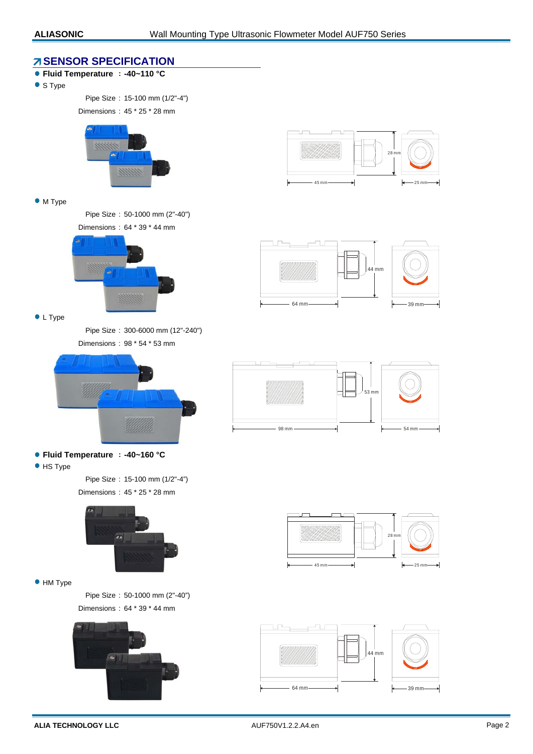## SENSOR SPECIFICATION

- **Fluid Temperature ：-40~110 °C**
- S Type

  Pipe Size：15-100 mm (1/2"-4")

  Dimensions：45 * 25 * 28 mm

- M Type

  Pipe Size：50-1000 mm (2"-40")

  Dimensions：64 * 39 * 44 mm

- L Type

  Pipe Size：300-6000 mm (12"-240")

  Dimensions：98 * 54 * 53 mm

- **Fluid Temperature ：-40~160 °C**
- HS Type

  Pipe Size：15-100 mm (1/2"-4")

  Dimensions：45 * 25 * 28 mm

- HM Type

  Pipe Size：50-1000 mm (2"-40")

  Dimensions：64 * 39 * 44 mm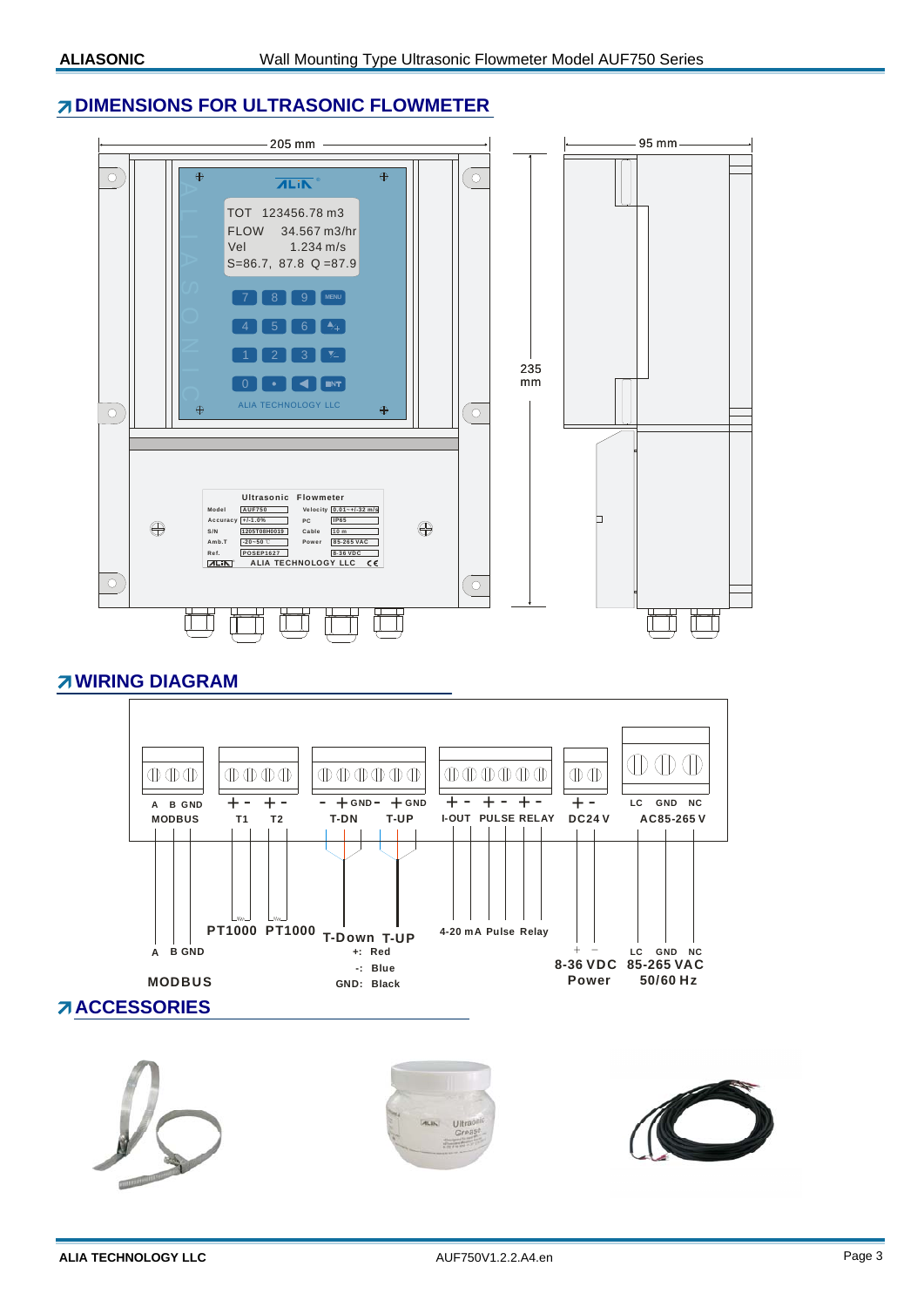## DIMENSIONS FOR ULTRASONIC FLOWMETER

205 mm

95 mm

235 mm

TOT 123456.78 m3
FLOW 34.567 m3/hr
Vel 1.234 m/s
S=86.7, 87.8 Q =87.9

ALIA TECHNOLOGY LLC

Ultrasonic Flowmeter

| Model | AUF750 | Velocity | 0.01~+/-32 m/s |
|---|---|---|---|
| Accuracy | +/-1.0% | PC | IP65 |
| S/N | 1205T08H0019 | Cable | 10 m |
| Amb.T | -20~50 ℃ | Power | 85-265 VAC |
| Ref. | POSEP1627 | | 8-36 VDC |

ALIA TECHNOLOGY LLC

## WIRING DIAGRAM

| A B GND | + - + - | - + GND - + GND | + - + - + - | + - | LC GND NC |
|---|---|---|---|---|---|
| MODBUS | T1 T2 | T-DN T-UP | I-OUT PULSE RELAY | DC24 V | AC85-265 V |

PT1000 PT1000

T-Down T-UP
+: Red
-: Blue
GND: Black

4-20 mA Pulse Relay

A B GND
MODBUS

+ −
8-36 VDC
Power

LC GND NC
85-265 VAC
50/60 Hz

## ACCESSORIES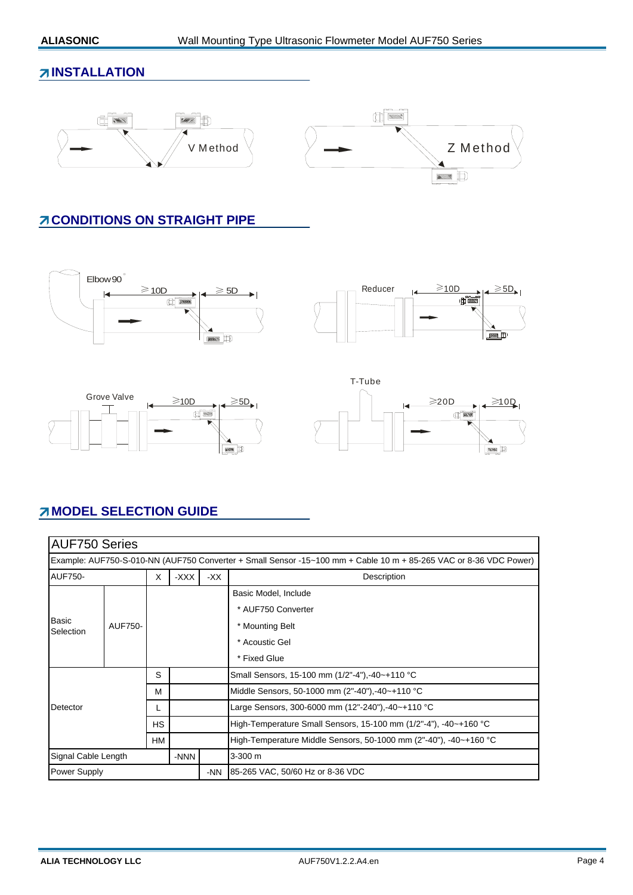## INSTALLATION

V Method

Z Method

## CONDITIONS ON STRAIGHT PIPE

Elbow 90°

≥10D

≥ 5D

Reducer

≥10D

≥5D

Grove Valve

≥10D

≥5D

T-Tube

≥20D

≥10D

## MODEL SELECTION GUIDE

| AUF750 Series | | | | | |
|---|---|---|---|---|---|
| Example: AUF750-S-010-NN (AUF750 Converter + Small Sensor -15~100 mm + Cable 10 m + 85-265 VAC or 8-36 VDC Power) | | | | | |
| AUF750- | | X | -XXX | -XX | Description |
| Basic Selection | AUF750- | | | | Basic Model, Include<br>* AUF750 Converter<br>* Mounting Belt<br>* Acoustic Gel<br>* Fixed Glue |
| Detector | | S | | | Small Sensors, 15-100 mm (1/2"-4"),-40~+110 °C |
| | | M | | | Middle Sensors, 50-1000 mm (2"-40"),-40~+110 °C |
| | | L | | | Large Sensors, 300-6000 mm (12"-240"),-40~+110 °C |
| | | HS | | | High-Temperature Small Sensors, 15-100 mm (1/2"-4"), -40~+160 °C |
| | | HM | | | High-Temperature Middle Sensors, 50-1000 mm (2"-40"), -40~+160 °C |
| Signal Cable Length | | | -NNN | | 3-300 m |
| Power Supply | | | | -NN | 85-265 VAC, 50/60 Hz or 8-36 VDC |